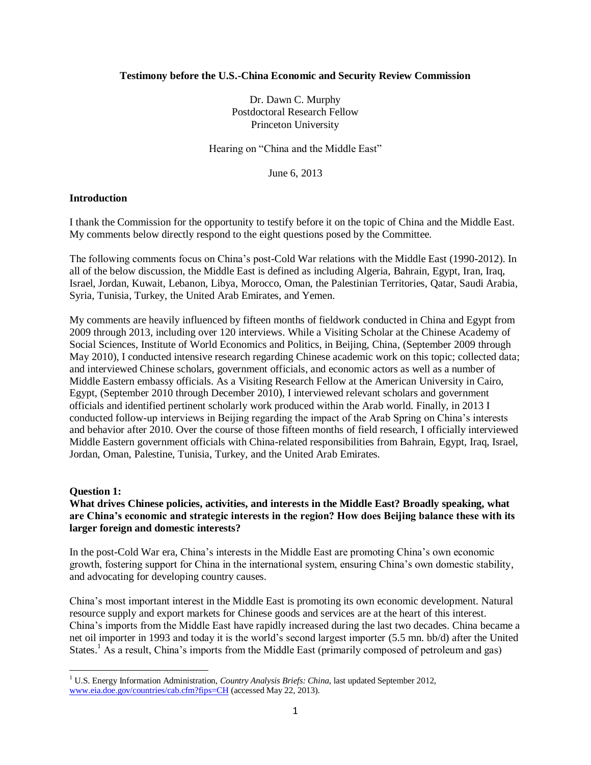**Testimony before the U.S.-China Economic and Security Review Commission**

Dr. Dawn C. Murphy
Postdoctoral Research Fellow
Princeton University

Hearing on "China and the Middle East"

June 6, 2013

## Introduction

I thank the Commission for the opportunity to testify before it on the topic of China and the Middle East. My comments below directly respond to the eight questions posed by the Committee.

The following comments focus on China's post-Cold War relations with the Middle East (1990-2012). In all of the below discussion, the Middle East is defined as including Algeria, Bahrain, Egypt, Iran, Iraq, Israel, Jordan, Kuwait, Lebanon, Libya, Morocco, Oman, the Palestinian Territories, Qatar, Saudi Arabia, Syria, Tunisia, Turkey, the United Arab Emirates, and Yemen.

My comments are heavily influenced by fifteen months of fieldwork conducted in China and Egypt from 2009 through 2013, including over 120 interviews. While a Visiting Scholar at the Chinese Academy of Social Sciences, Institute of World Economics and Politics, in Beijing, China, (September 2009 through May 2010), I conducted intensive research regarding Chinese academic work on this topic; collected data; and interviewed Chinese scholars, government officials, and economic actors as well as a number of Middle Eastern embassy officials. As a Visiting Research Fellow at the American University in Cairo, Egypt, (September 2010 through December 2010), I interviewed relevant scholars and government officials and identified pertinent scholarly work produced within the Arab world. Finally, in 2013 I conducted follow-up interviews in Beijing regarding the impact of the Arab Spring on China's interests and behavior after 2010. Over the course of those fifteen months of field research, I officially interviewed Middle Eastern government officials with China-related responsibilities from Bahrain, Egypt, Iraq, Israel, Jordan, Oman, Palestine, Tunisia, Turkey, and the United Arab Emirates.

**Question 1:**
**What drives Chinese policies, activities, and interests in the Middle East? Broadly speaking, what are China's economic and strategic interests in the region? How does Beijing balance these with its larger foreign and domestic interests?**

In the post-Cold War era, China's interests in the Middle East are promoting China's own economic growth, fostering support for China in the international system, ensuring China's own domestic stability, and advocating for developing country causes.

China's most important interest in the Middle East is promoting its own economic development. Natural resource supply and export markets for Chinese goods and services are at the heart of this interest. China's imports from the Middle East have rapidly increased during the last two decades. China became a net oil importer in 1993 and today it is the world's second largest importer (5.5 mn. bb/d) after the United States.[1] As a result, China's imports from the Middle East (primarily composed of petroleum and gas)

---

[1] U.S. Energy Information Administration, *Country Analysis Briefs: China,* last updated September 2012, www.eia.doe.gov/countries/cab.cfm?fips=CH (accessed May 22, 2013).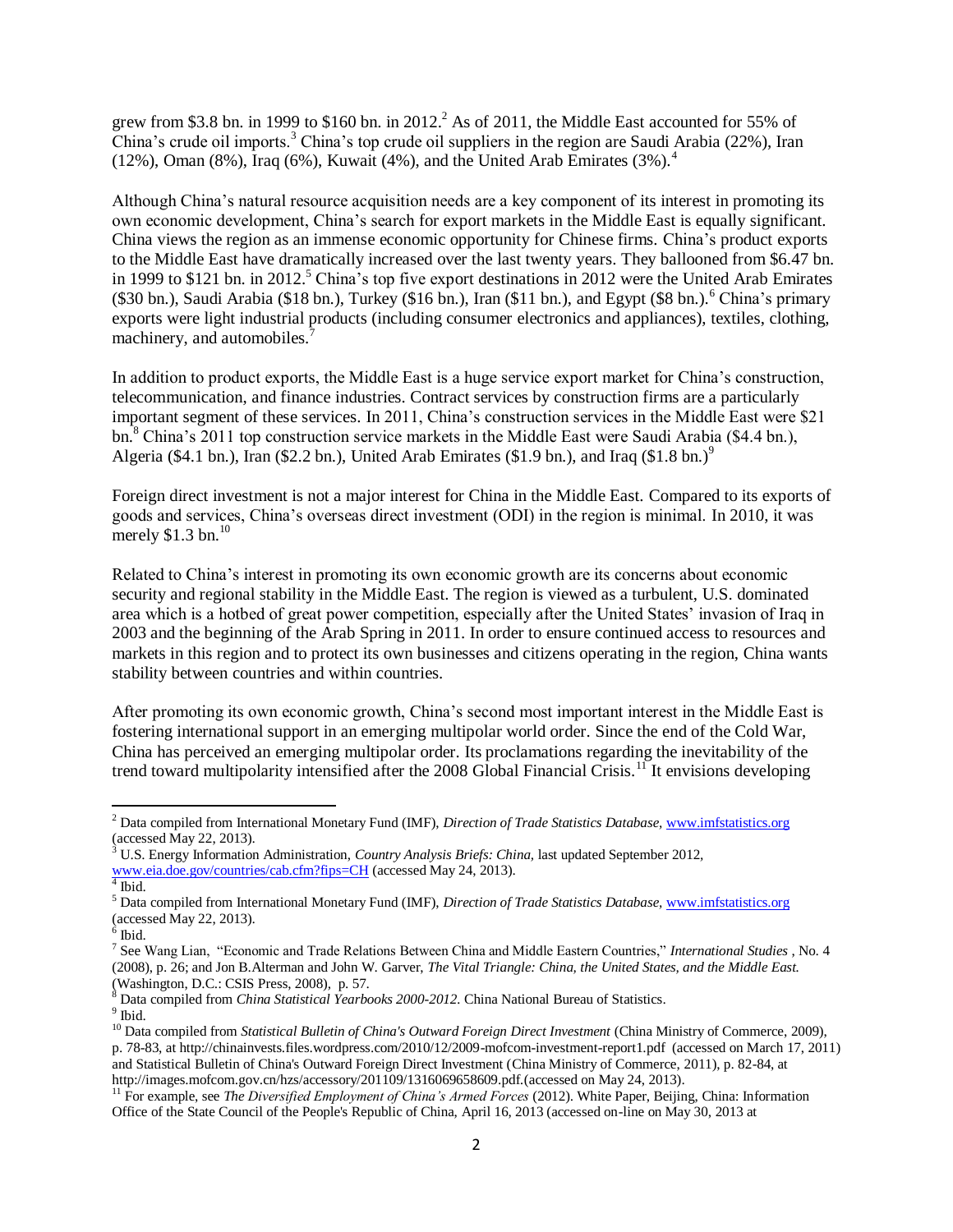grew from \$3.8 bn. in 1999 to \$160 bn. in 2012.[2] As of 2011, the Middle East accounted for 55% of China's crude oil imports.[3] China's top crude oil suppliers in the region are Saudi Arabia (22%), Iran (12%), Oman (8%), Iraq (6%), Kuwait (4%), and the United Arab Emirates (3%).[4]

Although China's natural resource acquisition needs are a key component of its interest in promoting its own economic development, China's search for export markets in the Middle East is equally significant. China views the region as an immense economic opportunity for Chinese firms. China's product exports to the Middle East have dramatically increased over the last twenty years. They ballooned from \$6.47 bn. in 1999 to \$121 bn. in 2012.[5] China's top five export destinations in 2012 were the United Arab Emirates (\$30 bn.), Saudi Arabia (\$18 bn.), Turkey (\$16 bn.), Iran (\$11 bn.), and Egypt (\$8 bn.).[6] China's primary exports were light industrial products (including consumer electronics and appliances), textiles, clothing, machinery, and automobiles.[7]

In addition to product exports, the Middle East is a huge service export market for China's construction, telecommunication, and finance industries. Contract services by construction firms are a particularly important segment of these services. In 2011, China's construction services in the Middle East were \$21 bn.[8] China's 2011 top construction service markets in the Middle East were Saudi Arabia (\$4.4 bn.), Algeria (\$4.1 bn.), Iran (\$2.2 bn.), United Arab Emirates (\$1.9 bn.), and Iraq (\$1.8 bn.)[9]

Foreign direct investment is not a major interest for China in the Middle East. Compared to its exports of goods and services, China's overseas direct investment (ODI) in the region is minimal. In 2010, it was merely \$1.3 bn.[10]

Related to China's interest in promoting its own economic growth are its concerns about economic security and regional stability in the Middle East. The region is viewed as a turbulent, U.S. dominated area which is a hotbed of great power competition, especially after the United States' invasion of Iraq in 2003 and the beginning of the Arab Spring in 2011. In order to ensure continued access to resources and markets in this region and to protect its own businesses and citizens operating in the region, China wants stability between countries and within countries.

After promoting its own economic growth, China's second most important interest in the Middle East is fostering international support in an emerging multipolar world order. Since the end of the Cold War, China has perceived an emerging multipolar order. Its proclamations regarding the inevitability of the trend toward multipolarity intensified after the 2008 Global Financial Crisis.[11] It envisions developing

---

[2] Data compiled from International Monetary Fund (IMF), *Direction of Trade Statistics Database*, www.imfstatistics.org (accessed May 22, 2013).

[3] U.S. Energy Information Administration, *Country Analysis Briefs: China,* last updated September 2012, www.eia.doe.gov/countries/cab.cfm?fips=CH (accessed May 24, 2013).

[4] Ibid.

[5] Data compiled from International Monetary Fund (IMF), *Direction of Trade Statistics Database*, www.imfstatistics.org (accessed May 22, 2013).

[6] Ibid.

[7] See Wang Lian, "Economic and Trade Relations Between China and Middle Eastern Countries," *International Studies* , No. 4 (2008), p. 26; and Jon B.Alterman and John W. Garver, *The Vital Triangle: China, the United States, and the Middle East.* (Washington, D.C.: CSIS Press, 2008), p. 57.

[8] Data compiled from *China Statistical Yearbooks 2000-2012.* China National Bureau of Statistics.

[9] Ibid.

[10] Data compiled from *Statistical Bulletin of China's Outward Foreign Direct Investment* (China Ministry of Commerce, 2009), p. 78-83, at http://chinainvests.files.wordpress.com/2010/12/2009-mofcom-investment-report1.pdf (accessed on March 17, 2011) and Statistical Bulletin of China's Outward Foreign Direct Investment (China Ministry of Commerce, 2011), p. 82-84, at http://images.mofcom.gov.cn/hzs/accessory/201109/1316069658609.pdf.(accessed on May 24, 2013).

[11] For example, see *The Diversified Employment of China's Armed Forces* (2012). White Paper, Beijing, China: Information Office of the State Council of the People's Republic of China, April 16, 2013 (accessed on-line on May 30, 2013 at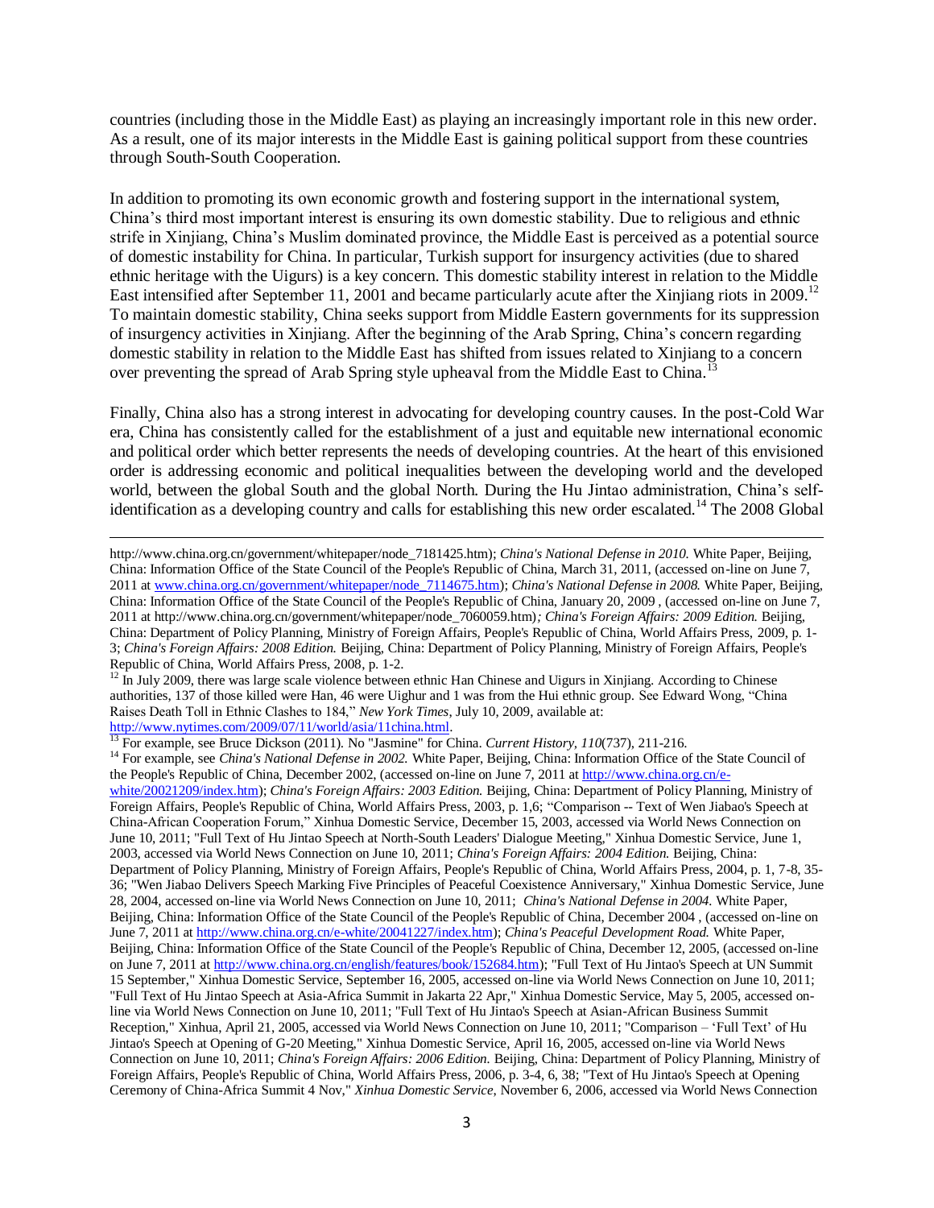countries (including those in the Middle East) as playing an increasingly important role in this new order. As a result, one of its major interests in the Middle East is gaining political support from these countries through South-South Cooperation.

In addition to promoting its own economic growth and fostering support in the international system, China's third most important interest is ensuring its own domestic stability. Due to religious and ethnic strife in Xinjiang, China's Muslim dominated province, the Middle East is perceived as a potential source of domestic instability for China. In particular, Turkish support for insurgency activities (due to shared ethnic heritage with the Uigurs) is a key concern. This domestic stability interest in relation to the Middle East intensified after September 11, 2001 and became particularly acute after the Xinjiang riots in 2009.[12] To maintain domestic stability, China seeks support from Middle Eastern governments for its suppression of insurgency activities in Xinjiang. After the beginning of the Arab Spring, China's concern regarding domestic stability in relation to the Middle East has shifted from issues related to Xinjiang to a concern over preventing the spread of Arab Spring style upheaval from the Middle East to China.[13]

Finally, China also has a strong interest in advocating for developing country causes. In the post-Cold War era, China has consistently called for the establishment of a just and equitable new international economic and political order which better represents the needs of developing countries. At the heart of this envisioned order is addressing economic and political inequalities between the developing world and the developed world, between the global South and the global North. During the Hu Jintao administration, China's self-identification as a developing country and calls for establishing this new order escalated.[14] The 2008 Global

---

http://www.china.org.cn/government/whitepaper/node_7181425.htm); *China's National Defense in 2010.* White Paper, Beijing, China: Information Office of the State Council of the People's Republic of China, March 31, 2011, (accessed on-line on June 7, 2011 at www.china.org.cn/government/whitepaper/node_7114675.htm); *China's National Defense in 2008.* White Paper, Beijing, China: Information Office of the State Council of the People's Republic of China, January 20, 2009 , (accessed on-line on June 7, 2011 at http://www.china.org.cn/government/whitepaper/node_7060059.htm)*; China's Foreign Affairs: 2009 Edition.* Beijing, China: Department of Policy Planning, Ministry of Foreign Affairs, People's Republic of China, World Affairs Press, 2009, p. 1-3; *China's Foreign Affairs: 2008 Edition.* Beijing, China: Department of Policy Planning, Ministry of Foreign Affairs, People's Republic of China, World Affairs Press, 2008, p. 1-2.

[12] In July 2009, there was large scale violence between ethnic Han Chinese and Uigurs in Xinjiang. According to Chinese authorities, 137 of those killed were Han, 46 were Uighur and 1 was from the Hui ethnic group. See Edward Wong, "China Raises Death Toll in Ethnic Clashes to 184," *New York Times*, July 10, 2009, available at: http://www.nytimes.com/2009/07/11/world/asia/11china.html.

[13] For example, see Bruce Dickson (2011). No "Jasmine" for China. *Current History, 110*(737), 211-216.

[14] For example, see *China's National Defense in 2002.* White Paper, Beijing, China: Information Office of the State Council of the People's Republic of China, December 2002, (accessed on-line on June 7, 2011 at http://www.china.org.cn/e-white/20021209/index.htm); *China's Foreign Affairs: 2003 Edition.* Beijing, China: Department of Policy Planning, Ministry of Foreign Affairs, People's Republic of China, World Affairs Press, 2003, p. 1,6; "Comparison -- Text of Wen Jiabao's Speech at China-African Cooperation Forum," Xinhua Domestic Service, December 15, 2003, accessed via World News Connection on June 10, 2011; "Full Text of Hu Jintao Speech at North-South Leaders' Dialogue Meeting," Xinhua Domestic Service, June 1, 2003, accessed via World News Connection on June 10, 2011; *China's Foreign Affairs: 2004 Edition.* Beijing, China: Department of Policy Planning, Ministry of Foreign Affairs, People's Republic of China, World Affairs Press, 2004, p. 1, 7-8, 35-36; "Wen Jiabao Delivers Speech Marking Five Principles of Peaceful Coexistence Anniversary," Xinhua Domestic Service, June 28, 2004, accessed on-line via World News Connection on June 10, 2011; *China's National Defense in 2004.* White Paper, Beijing, China: Information Office of the State Council of the People's Republic of China, December 2004 , (accessed on-line on June 7, 2011 at http://www.china.org.cn/e-white/20041227/index.htm); *China's Peaceful Development Road.* White Paper, Beijing, China: Information Office of the State Council of the People's Republic of China, December 12, 2005, (accessed on-line on June 7, 2011 at http://www.china.org.cn/english/features/book/152684.htm); "Full Text of Hu Jintao's Speech at UN Summit 15 September," Xinhua Domestic Service, September 16, 2005, accessed on-line via World News Connection on June 10, 2011; "Full Text of Hu Jintao Speech at Asia-Africa Summit in Jakarta 22 Apr," Xinhua Domestic Service, May 5, 2005, accessed on-line via World News Connection on June 10, 2011; "Full Text of Hu Jintao's Speech at Asian-African Business Summit Reception," Xinhua, April 21, 2005, accessed via World News Connection on June 10, 2011; "Comparison – 'Full Text' of Hu Jintao's Speech at Opening of G-20 Meeting," Xinhua Domestic Service, April 16, 2005, accessed on-line via World News Connection on June 10, 2011; *China's Foreign Affairs: 2006 Edition.* Beijing, China: Department of Policy Planning, Ministry of Foreign Affairs, People's Republic of China, World Affairs Press, 2006, p. 3-4, 6, 38; "Text of Hu Jintao's Speech at Opening Ceremony of China-Africa Summit 4 Nov," *Xinhua Domestic Service*, November 6, 2006, accessed via World News Connection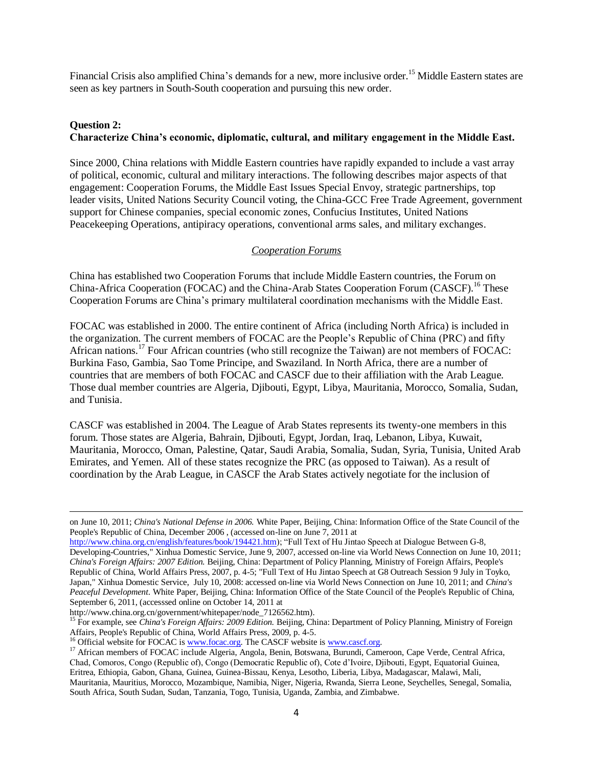Financial Crisis also amplified China's demands for a new, more inclusive order.[15] Middle Eastern states are seen as key partners in South-South cooperation and pursuing this new order.

**Question 2:**
**Characterize China's economic, diplomatic, cultural, and military engagement in the Middle East.**

Since 2000, China relations with Middle Eastern countries have rapidly expanded to include a vast array of political, economic, cultural and military interactions. The following describes major aspects of that engagement: Cooperation Forums, the Middle East Issues Special Envoy, strategic partnerships, top leader visits, United Nations Security Council voting, the China-GCC Free Trade Agreement, government support for Chinese companies, special economic zones, Confucius Institutes, United Nations Peacekeeping Operations, antipiracy operations, conventional arms sales, and military exchanges.

*Cooperation Forums*

China has established two Cooperation Forums that include Middle Eastern countries, the Forum on China-Africa Cooperation (FOCAC) and the China-Arab States Cooperation Forum (CASCF).[16] These Cooperation Forums are China's primary multilateral coordination mechanisms with the Middle East.

FOCAC was established in 2000. The entire continent of Africa (including North Africa) is included in the organization. The current members of FOCAC are the People's Republic of China (PRC) and fifty African nations.[17] Four African countries (who still recognize the Taiwan) are not members of FOCAC: Burkina Faso, Gambia, Sao Tome Principe, and Swaziland. In North Africa, there are a number of countries that are members of both FOCAC and CASCF due to their affiliation with the Arab League. Those dual member countries are Algeria, Djibouti, Egypt, Libya, Mauritania, Morocco, Somalia, Sudan, and Tunisia.

CASCF was established in 2004. The League of Arab States represents its twenty-one members in this forum. Those states are Algeria, Bahrain, Djibouti, Egypt, Jordan, Iraq, Lebanon, Libya, Kuwait, Mauritania, Morocco, Oman, Palestine, Qatar, Saudi Arabia, Somalia, Sudan, Syria, Tunisia, United Arab Emirates, and Yemen. All of these states recognize the PRC (as opposed to Taiwan). As a result of coordination by the Arab League, in CASCF the Arab States actively negotiate for the inclusion of

---

on June 10, 2011; *China's National Defense in 2006.* White Paper, Beijing, China: Information Office of the State Council of the People's Republic of China, December 2006 , (accessed on-line on June 7, 2011 at http://www.china.org.cn/english/features/book/194421.htm); "Full Text of Hu Jintao Speech at Dialogue Between G-8, Developing-Countries," Xinhua Domestic Service, June 9, 2007, accessed on-line via World News Connection on June 10, 2011; *China's Foreign Affairs: 2007 Edition.* Beijing, China: Department of Policy Planning, Ministry of Foreign Affairs, People's Republic of China, World Affairs Press, 2007, p. 4-5; "Full Text of Hu Jintao Speech at G8 Outreach Session 9 July in Toyko, Japan," Xinhua Domestic Service, July 10, 2008: accessed on-line via World News Connection on June 10, 2011; and *China's Peaceful Development.* White Paper, Beijing, China: Information Office of the State Council of the People's Republic of China, September 6, 2011, (accesssed online on October 14, 2011 at http://www.china.org.cn/government/whitepaper/node_7126562.htm).

[15] For example, see *China's Foreign Affairs: 2009 Edition.* Beijing, China: Department of Policy Planning, Ministry of Foreign Affairs, People's Republic of China, World Affairs Press, 2009, p. 4-5.

[16] Official website for FOCAC is www.focac.org. The CASCF website is www.cascf.org.

[17] African members of FOCAC include Algeria, Angola, Benin, Botswana, Burundi, Cameroon, Cape Verde, Central Africa, Chad, Comoros, Congo (Republic of), Congo (Democratic Republic of), Cote d'Ivoire, Djibouti, Egypt, Equatorial Guinea, Eritrea, Ethiopia, Gabon, Ghana, Guinea, Guinea-Bissau, Kenya, Lesotho, Liberia, Libya, Madagascar, Malawi, Mali, Mauritania, Mauritius, Morocco, Mozambique, Namibia, Niger, Nigeria, Rwanda, Sierra Leone, Seychelles, Senegal, Somalia, South Africa, South Sudan, Sudan, Tanzania, Togo, Tunisia, Uganda, Zambia, and Zimbabwe.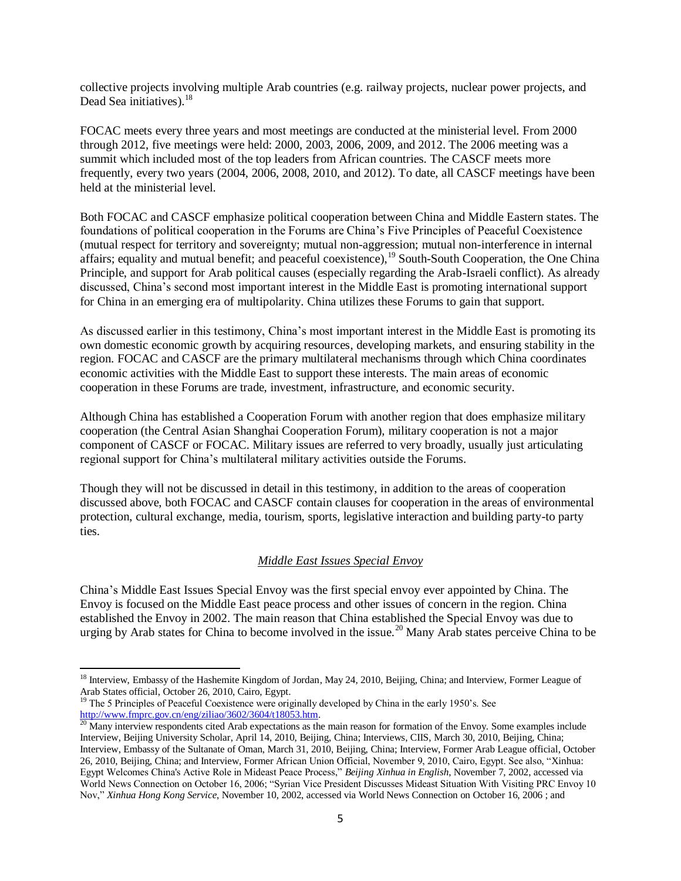collective projects involving multiple Arab countries (e.g. railway projects, nuclear power projects, and Dead Sea initiatives).[18]

FOCAC meets every three years and most meetings are conducted at the ministerial level. From 2000 through 2012, five meetings were held: 2000, 2003, 2006, 2009, and 2012. The 2006 meeting was a summit which included most of the top leaders from African countries. The CASCF meets more frequently, every two years (2004, 2006, 2008, 2010, and 2012). To date, all CASCF meetings have been held at the ministerial level.

Both FOCAC and CASCF emphasize political cooperation between China and Middle Eastern states. The foundations of political cooperation in the Forums are China's Five Principles of Peaceful Coexistence (mutual respect for territory and sovereignty; mutual non-aggression; mutual non-interference in internal affairs; equality and mutual benefit; and peaceful coexistence),[19] South-South Cooperation, the One China Principle, and support for Arab political causes (especially regarding the Arab-Israeli conflict). As already discussed, China's second most important interest in the Middle East is promoting international support for China in an emerging era of multipolarity. China utilizes these Forums to gain that support.

As discussed earlier in this testimony, China's most important interest in the Middle East is promoting its own domestic economic growth by acquiring resources, developing markets, and ensuring stability in the region. FOCAC and CASCF are the primary multilateral mechanisms through which China coordinates economic activities with the Middle East to support these interests. The main areas of economic cooperation in these Forums are trade, investment, infrastructure, and economic security.

Although China has established a Cooperation Forum with another region that does emphasize military cooperation (the Central Asian Shanghai Cooperation Forum), military cooperation is not a major component of CASCF or FOCAC. Military issues are referred to very broadly, usually just articulating regional support for China's multilateral military activities outside the Forums.

Though they will not be discussed in detail in this testimony, in addition to the areas of cooperation discussed above, both FOCAC and CASCF contain clauses for cooperation in the areas of environmental protection, cultural exchange, media, tourism, sports, legislative interaction and building party-to party ties.

*Middle East Issues Special Envoy*

China's Middle East Issues Special Envoy was the first special envoy ever appointed by China. The Envoy is focused on the Middle East peace process and other issues of concern in the region. China established the Envoy in 2002. The main reason that China established the Special Envoy was due to urging by Arab states for China to become involved in the issue.[20] Many Arab states perceive China to be

---

[18] Interview, Embassy of the Hashemite Kingdom of Jordan, May 24, 2010, Beijing, China; and Interview, Former League of Arab States official, October 26, 2010, Cairo, Egypt.

[19] The 5 Principles of Peaceful Coexistence were originally developed by China in the early 1950's. See http://www.fmprc.gov.cn/eng/ziliao/3602/3604/t18053.htm.

[20] Many interview respondents cited Arab expectations as the main reason for formation of the Envoy. Some examples include Interview, Beijing University Scholar, April 14, 2010, Beijing, China; Interviews, CIIS, March 30, 2010, Beijing, China; Interview, Embassy of the Sultanate of Oman, March 31, 2010, Beijing, China; Interview, Former Arab League official, October 26, 2010, Beijing, China; and Interview, Former African Union Official, November 9, 2010, Cairo, Egypt. See also, "Xinhua: Egypt Welcomes China's Active Role in Mideast Peace Process," *Beijing Xinhua in English*, November 7, 2002, accessed via World News Connection on October 16, 2006; "Syrian Vice President Discusses Mideast Situation With Visiting PRC Envoy 10 Nov," *Xinhua Hong Kong Service*, November 10, 2002, accessed via World News Connection on October 16, 2006 ; and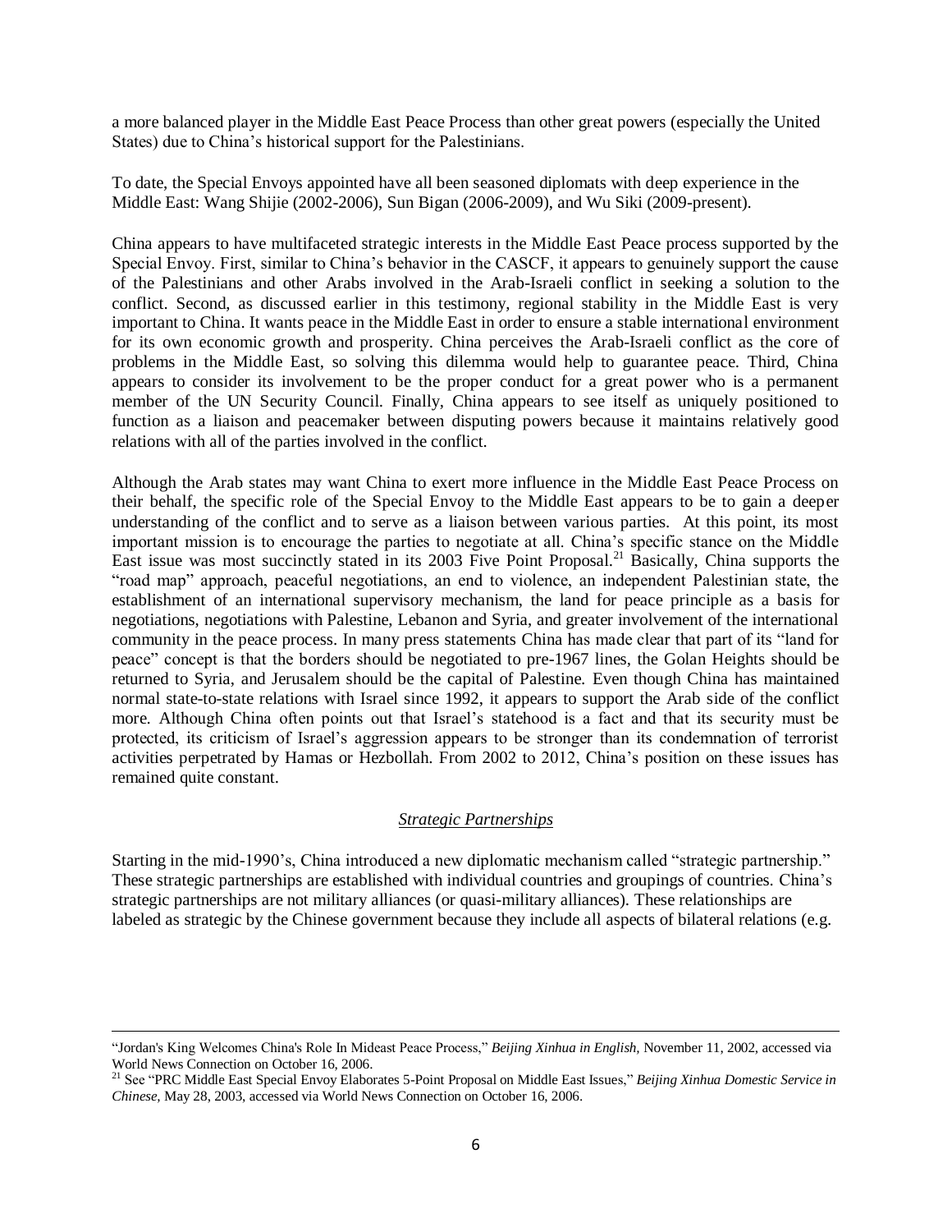a more balanced player in the Middle East Peace Process than other great powers (especially the United States) due to China's historical support for the Palestinians.

To date, the Special Envoys appointed have all been seasoned diplomats with deep experience in the Middle East: Wang Shijie (2002-2006), Sun Bigan (2006-2009), and Wu Siki (2009-present).

China appears to have multifaceted strategic interests in the Middle East Peace process supported by the Special Envoy. First, similar to China's behavior in the CASCF, it appears to genuinely support the cause of the Palestinians and other Arabs involved in the Arab-Israeli conflict in seeking a solution to the conflict. Second, as discussed earlier in this testimony, regional stability in the Middle East is very important to China. It wants peace in the Middle East in order to ensure a stable international environment for its own economic growth and prosperity. China perceives the Arab-Israeli conflict as the core of problems in the Middle East, so solving this dilemma would help to guarantee peace. Third, China appears to consider its involvement to be the proper conduct for a great power who is a permanent member of the UN Security Council. Finally, China appears to see itself as uniquely positioned to function as a liaison and peacemaker between disputing powers because it maintains relatively good relations with all of the parties involved in the conflict.

Although the Arab states may want China to exert more influence in the Middle East Peace Process on their behalf, the specific role of the Special Envoy to the Middle East appears to be to gain a deeper understanding of the conflict and to serve as a liaison between various parties. At this point, its most important mission is to encourage the parties to negotiate at all. China's specific stance on the Middle East issue was most succinctly stated in its 2003 Five Point Proposal.[21] Basically, China supports the "road map" approach, peaceful negotiations, an end to violence, an independent Palestinian state, the establishment of an international supervisory mechanism, the land for peace principle as a basis for negotiations, negotiations with Palestine, Lebanon and Syria, and greater involvement of the international community in the peace process. In many press statements China has made clear that part of its "land for peace" concept is that the borders should be negotiated to pre-1967 lines, the Golan Heights should be returned to Syria, and Jerusalem should be the capital of Palestine. Even though China has maintained normal state-to-state relations with Israel since 1992, it appears to support the Arab side of the conflict more. Although China often points out that Israel's statehood is a fact and that its security must be protected, its criticism of Israel's aggression appears to be stronger than its condemnation of terrorist activities perpetrated by Hamas or Hezbollah. From 2002 to 2012, China's position on these issues has remained quite constant.

### *Strategic Partnerships*

Starting in the mid-1990's, China introduced a new diplomatic mechanism called "strategic partnership." These strategic partnerships are established with individual countries and groupings of countries. China's strategic partnerships are not military alliances (or quasi-military alliances). These relationships are labeled as strategic by the Chinese government because they include all aspects of bilateral relations (e.g.

---

"Jordan's King Welcomes China's Role In Mideast Peace Process," *Beijing Xinhua in English,* November 11, 2002, accessed via World News Connection on October 16, 2006.

[21] See "PRC Middle East Special Envoy Elaborates 5-Point Proposal on Middle East Issues," *Beijing Xinhua Domestic Service in Chinese,* May 28, 2003, accessed via World News Connection on October 16, 2006.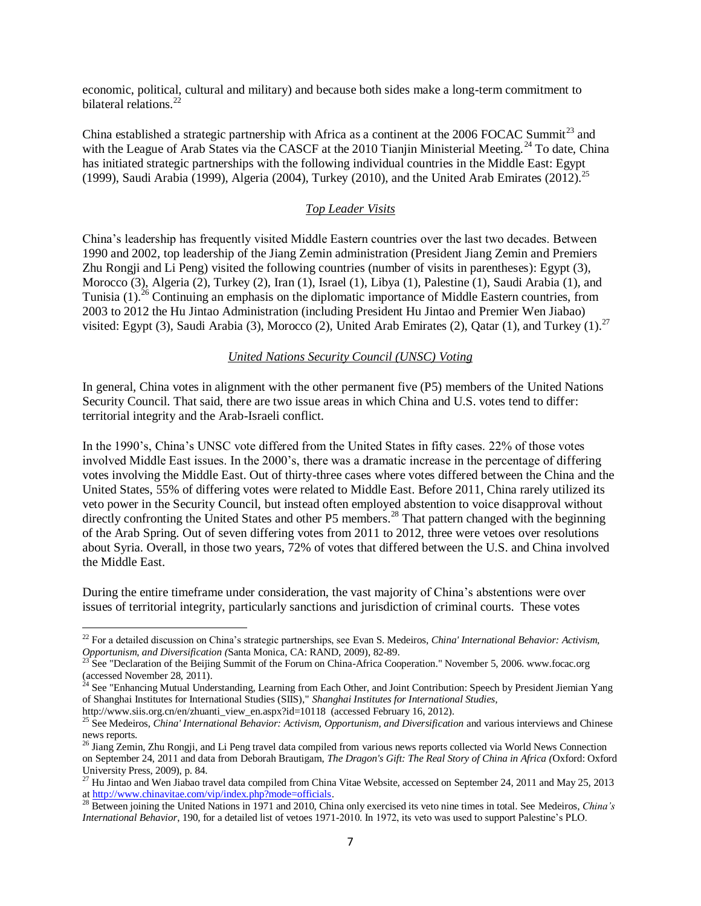economic, political, cultural and military) and because both sides make a long-term commitment to bilateral relations.[22]

China established a strategic partnership with Africa as a continent at the 2006 FOCAC Summit[23] and with the League of Arab States via the CASCF at the 2010 Tianjin Ministerial Meeting.[24] To date, China has initiated strategic partnerships with the following individual countries in the Middle East: Egypt (1999), Saudi Arabia (1999), Algeria (2004), Turkey (2010), and the United Arab Emirates (2012).[25]

### *Top Leader Visits*

China's leadership has frequently visited Middle Eastern countries over the last two decades. Between 1990 and 2002, top leadership of the Jiang Zemin administration (President Jiang Zemin and Premiers Zhu Rongji and Li Peng) visited the following countries (number of visits in parentheses): Egypt (3), Morocco (3), Algeria (2), Turkey (2), Iran (1), Israel (1), Libya (1), Palestine (1), Saudi Arabia (1), and Tunisia (1).[26] Continuing an emphasis on the diplomatic importance of Middle Eastern countries, from 2003 to 2012 the Hu Jintao Administration (including President Hu Jintao and Premier Wen Jiabao) visited: Egypt (3), Saudi Arabia (3), Morocco (2), United Arab Emirates (2), Qatar (1), and Turkey (1).[27]

### *United Nations Security Council (UNSC) Voting*

In general, China votes in alignment with the other permanent five (P5) members of the United Nations Security Council. That said, there are two issue areas in which China and U.S. votes tend to differ: territorial integrity and the Arab-Israeli conflict.

In the 1990's, China's UNSC vote differed from the United States in fifty cases. 22% of those votes involved Middle East issues. In the 2000's, there was a dramatic increase in the percentage of differing votes involving the Middle East. Out of thirty-three cases where votes differed between the China and the United States, 55% of differing votes were related to Middle East. Before 2011, China rarely utilized its veto power in the Security Council, but instead often employed abstention to voice disapproval without directly confronting the United States and other P5 members.[28] That pattern changed with the beginning of the Arab Spring. Out of seven differing votes from 2011 to 2012, three were vetoes over resolutions about Syria. Overall, in those two years, 72% of votes that differed between the U.S. and China involved the Middle East.

During the entire timeframe under consideration, the vast majority of China's abstentions were over issues of territorial integrity, particularly sanctions and jurisdiction of criminal courts. These votes

---

[22] For a detailed discussion on China's strategic partnerships, see Evan S. Medeiros, *China' International Behavior: Activism, Opportunism, and Diversification (*Santa Monica, CA: RAND, 2009), 82-89.

[23] See "Declaration of the Beijing Summit of the Forum on China-Africa Cooperation." November 5, 2006. www.focac.org (accessed November 28, 2011).

[24] See "Enhancing Mutual Understanding, Learning from Each Other, and Joint Contribution: Speech by President Jiemian Yang of Shanghai Institutes for International Studies (SIIS)," *Shanghai Institutes for International Studies*, http://www.siis.org.cn/en/zhuanti_view_en.aspx?id=10118 (accessed February 16, 2012).

[25] See Medeiros, *China' International Behavior: Activism, Opportunism, and Diversification* and various interviews and Chinese news reports.

[26] Jiang Zemin, Zhu Rongji, and Li Peng travel data compiled from various news reports collected via World News Connection on September 24, 2011 and data from Deborah Brautigam, *The Dragon's Gift: The Real Story of China in Africa (*Oxford: Oxford University Press, 2009), p. 84.

[27] Hu Jintao and Wen Jiabao travel data compiled from China Vitae Website, accessed on September 24, 2011 and May 25, 2013 at http://www.chinavitae.com/vip/index.php?mode=officials.

[28] Between joining the United Nations in 1971 and 2010, China only exercised its veto nine times in total. See Medeiros, *China's International Behavior*, 190, for a detailed list of vetoes 1971-2010. In 1972, its veto was used to support Palestine's PLO.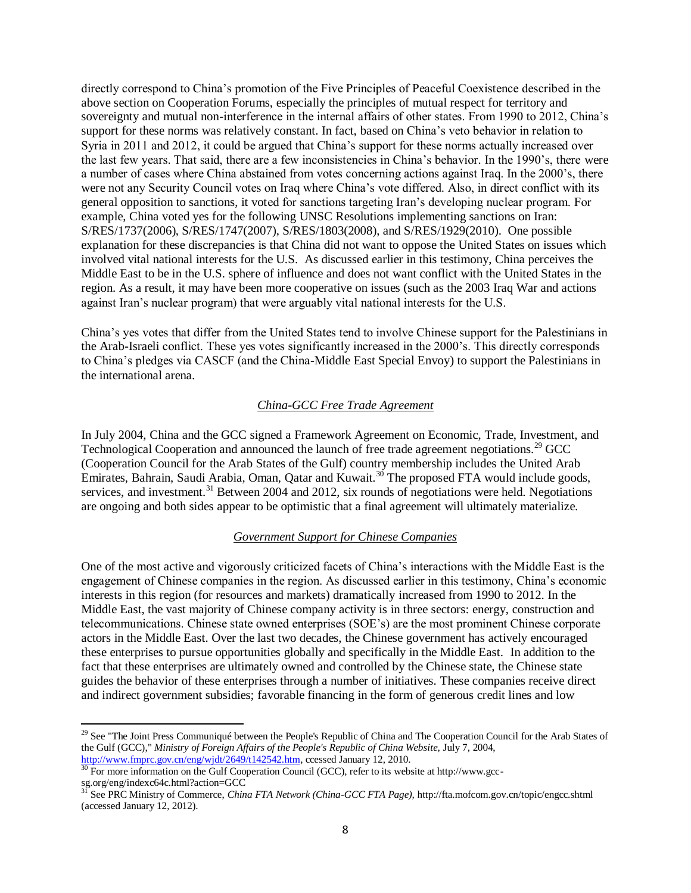directly correspond to China's promotion of the Five Principles of Peaceful Coexistence described in the above section on Cooperation Forums, especially the principles of mutual respect for territory and sovereignty and mutual non-interference in the internal affairs of other states. From 1990 to 2012, China's support for these norms was relatively constant. In fact, based on China's veto behavior in relation to Syria in 2011 and 2012, it could be argued that China's support for these norms actually increased over the last few years. That said, there are a few inconsistencies in China's behavior. In the 1990's, there were a number of cases where China abstained from votes concerning actions against Iraq. In the 2000's, there were not any Security Council votes on Iraq where China's vote differed. Also, in direct conflict with its general opposition to sanctions, it voted for sanctions targeting Iran's developing nuclear program. For example, China voted yes for the following UNSC Resolutions implementing sanctions on Iran: S/RES/1737(2006), S/RES/1747(2007), S/RES/1803(2008), and S/RES/1929(2010). One possible explanation for these discrepancies is that China did not want to oppose the United States on issues which involved vital national interests for the U.S. As discussed earlier in this testimony, China perceives the Middle East to be in the U.S. sphere of influence and does not want conflict with the United States in the region. As a result, it may have been more cooperative on issues (such as the 2003 Iraq War and actions against Iran's nuclear program) that were arguably vital national interests for the U.S.

China's yes votes that differ from the United States tend to involve Chinese support for the Palestinians in the Arab-Israeli conflict. These yes votes significantly increased in the 2000's. This directly corresponds to China's pledges via CASCF (and the China-Middle East Special Envoy) to support the Palestinians in the international arena.

### *China-GCC Free Trade Agreement*

In July 2004, China and the GCC signed a Framework Agreement on Economic, Trade, Investment, and Technological Cooperation and announced the launch of free trade agreement negotiations.[29] GCC (Cooperation Council for the Arab States of the Gulf) country membership includes the United Arab Emirates, Bahrain, Saudi Arabia, Oman, Qatar and Kuwait.[30] The proposed FTA would include goods, services, and investment.[31] Between 2004 and 2012, six rounds of negotiations were held. Negotiations are ongoing and both sides appear to be optimistic that a final agreement will ultimately materialize.

### *Government Support for Chinese Companies*

One of the most active and vigorously criticized facets of China's interactions with the Middle East is the engagement of Chinese companies in the region. As discussed earlier in this testimony, China's economic interests in this region (for resources and markets) dramatically increased from 1990 to 2012. In the Middle East, the vast majority of Chinese company activity is in three sectors: energy, construction and telecommunications. Chinese state owned enterprises (SOE's) are the most prominent Chinese corporate actors in the Middle East. Over the last two decades, the Chinese government has actively encouraged these enterprises to pursue opportunities globally and specifically in the Middle East. In addition to the fact that these enterprises are ultimately owned and controlled by the Chinese state, the Chinese state guides the behavior of these enterprises through a number of initiatives. These companies receive direct and indirect government subsidies; favorable financing in the form of generous credit lines and low

---

[29] See "The Joint Press Communiqué between the People's Republic of China and The Cooperation Council for the Arab States of the Gulf (GCC)," *Ministry of Foreign Affairs of the People's Republic of China Website,* July 7, 2004, http://www.fmprc.gov.cn/eng/wjdt/2649/t142542.htm, ccessed January 12, 2010.

[30] For more information on the Gulf Cooperation Council (GCC), refer to its website at http://www.gcc-sg.org/eng/indexc64c.html?action=GCC

[31] See PRC Ministry of Commerce, *China FTA Network (China-GCC FTA Page),* http://fta.mofcom.gov.cn/topic/engcc.shtml (accessed January 12, 2012).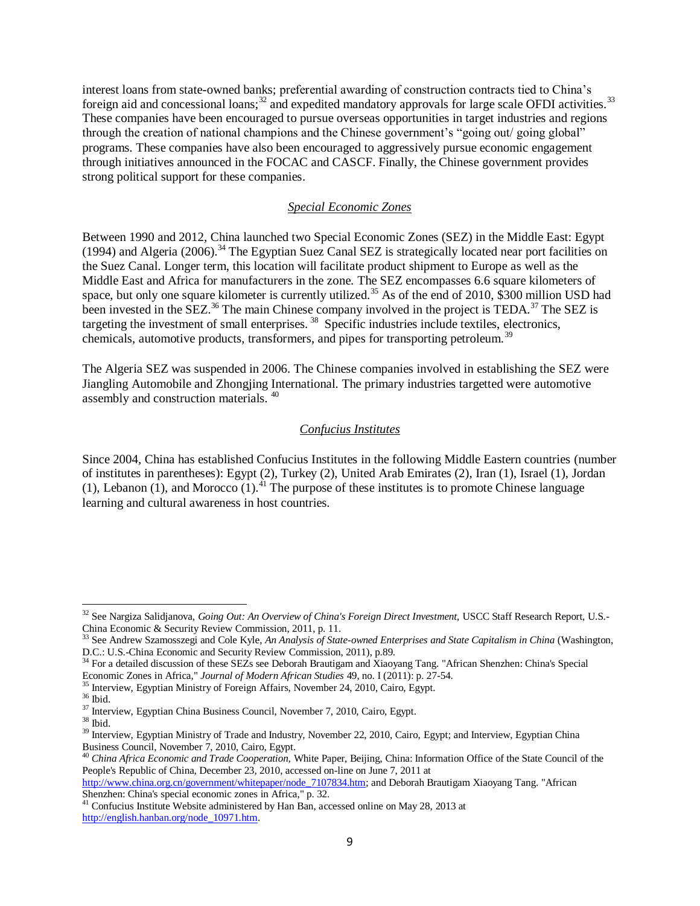interest loans from state-owned banks; preferential awarding of construction contracts tied to China's foreign aid and concessional loans;[32] and expedited mandatory approvals for large scale OFDI activities.[33] These companies have been encouraged to pursue overseas opportunities in target industries and regions through the creation of national champions and the Chinese government's "going out/ going global" programs. These companies have also been encouraged to aggressively pursue economic engagement through initiatives announced in the FOCAC and CASCF. Finally, the Chinese government provides strong political support for these companies.

### *Special Economic Zones*

Between 1990 and 2012, China launched two Special Economic Zones (SEZ) in the Middle East: Egypt (1994) and Algeria (2006).[34] The Egyptian Suez Canal SEZ is strategically located near port facilities on the Suez Canal. Longer term, this location will facilitate product shipment to Europe as well as the Middle East and Africa for manufacturers in the zone. The SEZ encompasses 6.6 square kilometers of space, but only one square kilometer is currently utilized.[35] As of the end of 2010, $300 million USD had been invested in the SEZ.[36] The main Chinese company involved in the project is TEDA.[37] The SEZ is targeting the investment of small enterprises.[38] Specific industries include textiles, electronics, chemicals, automotive products, transformers, and pipes for transporting petroleum.[39]

The Algeria SEZ was suspended in 2006. The Chinese companies involved in establishing the SEZ were Jiangling Automobile and Zhongjing International. The primary industries targetted were automotive assembly and construction materials.[40]

### *Confucius Institutes*

Since 2004, China has established Confucius Institutes in the following Middle Eastern countries (number of institutes in parentheses): Egypt (2), Turkey (2), United Arab Emirates (2), Iran (1), Israel (1), Jordan (1), Lebanon (1), and Morocco (1).[41] The purpose of these institutes is to promote Chinese language learning and cultural awareness in host countries.

---

[32] See Nargiza Salidjanova, *Going Out: An Overview of China's Foreign Direct Investment,* USCC Staff Research Report, U.S.-China Economic & Security Review Commission, 2011, p. 11.

[33] See Andrew Szamosszegi and Cole Kyle, *An Analysis of State-owned Enterprises and State Capitalism in China* (Washington, D.C.: U.S.-China Economic and Security Review Commission, 2011), p.89.

[34] For a detailed discussion of these SEZs see Deborah Brautigam and Xiaoyang Tang. "African Shenzhen: China's Special Economic Zones in Africa," *Journal of Modern African Studies* 49, no. I (2011): p. 27-54.

[35] Interview, Egyptian Ministry of Foreign Affairs, November 24, 2010, Cairo, Egypt.

[36] Ibid.

[37] Interview, Egyptian China Business Council, November 7, 2010, Cairo, Egypt.

[38] Ibid.

[39] Interview, Egyptian Ministry of Trade and Industry, November 22, 2010, Cairo, Egypt; and Interview, Egyptian China Business Council, November 7, 2010, Cairo, Egypt.

[40] *China Africa Economic and Trade Cooperation,* White Paper, Beijing, China: Information Office of the State Council of the People's Republic of China, December 23, 2010, accessed on-line on June 7, 2011 at http://www.china.org.cn/government/whitepaper/node_7107834.htm; and Deborah Brautigam Xiaoyang Tang. "African Shenzhen: China's special economic zones in Africa," p. 32.

[41] Confucius Institute Website administered by Han Ban, accessed online on May 28, 2013 at http://english.hanban.org/node_10971.htm.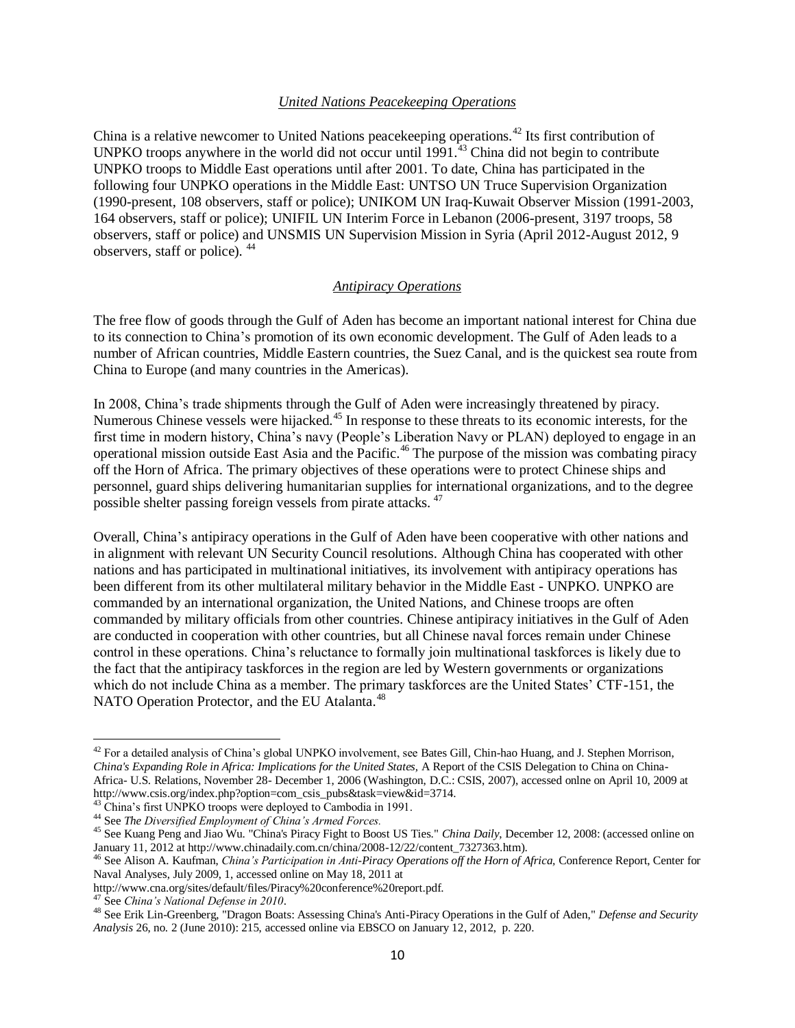### *United Nations Peacekeeping Operations*

China is a relative newcomer to United Nations peacekeeping operations.[42] Its first contribution of UNPKO troops anywhere in the world did not occur until 1991.[43] China did not begin to contribute UNPKO troops to Middle East operations until after 2001. To date, China has participated in the following four UNPKO operations in the Middle East: UNTSO UN Truce Supervision Organization (1990-present, 108 observers, staff or police); UNIKOM UN Iraq-Kuwait Observer Mission (1991-2003, 164 observers, staff or police); UNIFIL UN Interim Force in Lebanon (2006-present, 3197 troops, 58 observers, staff or police) and UNSMIS UN Supervision Mission in Syria (April 2012-August 2012, 9 observers, staff or police). [44]

### *Antipiracy Operations*

The free flow of goods through the Gulf of Aden has become an important national interest for China due to its connection to China's promotion of its own economic development. The Gulf of Aden leads to a number of African countries, Middle Eastern countries, the Suez Canal, and is the quickest sea route from China to Europe (and many countries in the Americas).

In 2008, China's trade shipments through the Gulf of Aden were increasingly threatened by piracy. Numerous Chinese vessels were hijacked.[45] In response to these threats to its economic interests, for the first time in modern history, China's navy (People's Liberation Navy or PLAN) deployed to engage in an operational mission outside East Asia and the Pacific.[46] The purpose of the mission was combating piracy off the Horn of Africa. The primary objectives of these operations were to protect Chinese ships and personnel, guard ships delivering humanitarian supplies for international organizations, and to the degree possible shelter passing foreign vessels from pirate attacks. [47]

Overall, China's antipiracy operations in the Gulf of Aden have been cooperative with other nations and in alignment with relevant UN Security Council resolutions. Although China has cooperated with other nations and has participated in multinational initiatives, its involvement with antipiracy operations has been different from its other multilateral military behavior in the Middle East - UNPKO. UNPKO are commanded by an international organization, the United Nations, and Chinese troops are often commanded by military officials from other countries. Chinese antipiracy initiatives in the Gulf of Aden are conducted in cooperation with other countries, but all Chinese naval forces remain under Chinese control in these operations. China's reluctance to formally join multinational taskforces is likely due to the fact that the antipiracy taskforces in the region are led by Western governments or organizations which do not include China as a member. The primary taskforces are the United States' CTF-151, the NATO Operation Protector, and the EU Atalanta.[48]

---

[42] For a detailed analysis of China's global UNPKO involvement, see Bates Gill, Chin-hao Huang, and J. Stephen Morrison, *China's Expanding Role in Africa: Implications for the United States*, A Report of the CSIS Delegation to China on China-Africa- U.S. Relations, November 28- December 1, 2006 (Washington, D.C.: CSIS, 2007), accessed onlne on April 10, 2009 at http://www.csis.org/index.php?option=com_csis_pubs&task=view&id=3714.

[43] China's first UNPKO troops were deployed to Cambodia in 1991.

[44] See *The Diversified Employment of China's Armed Forces*.

[45] See Kuang Peng and Jiao Wu. "China's Piracy Fight to Boost US Ties." *China Daily*, December 12, 2008: (accessed online on January 11, 2012 at http://www.chinadaily.com.cn/china/2008-12/22/content_7327363.htm).

[46] See Alison A. Kaufman, *China's Participation in Anti-Piracy Operations off the Horn of Africa*, Conference Report, Center for Naval Analyses, July 2009, 1, accessed online on May 18, 2011 at http://www.cna.org/sites/default/files/Piracy%20conference%20report.pdf.

[47] See *China's National Defense in 2010*.

[48] See Erik Lin-Greenberg, "Dragon Boats: Assessing China's Anti-Piracy Operations in the Gulf of Aden," *Defense and Security Analysis* 26, no. 2 (June 2010): 215, accessed online via EBSCO on January 12, 2012, p. 220.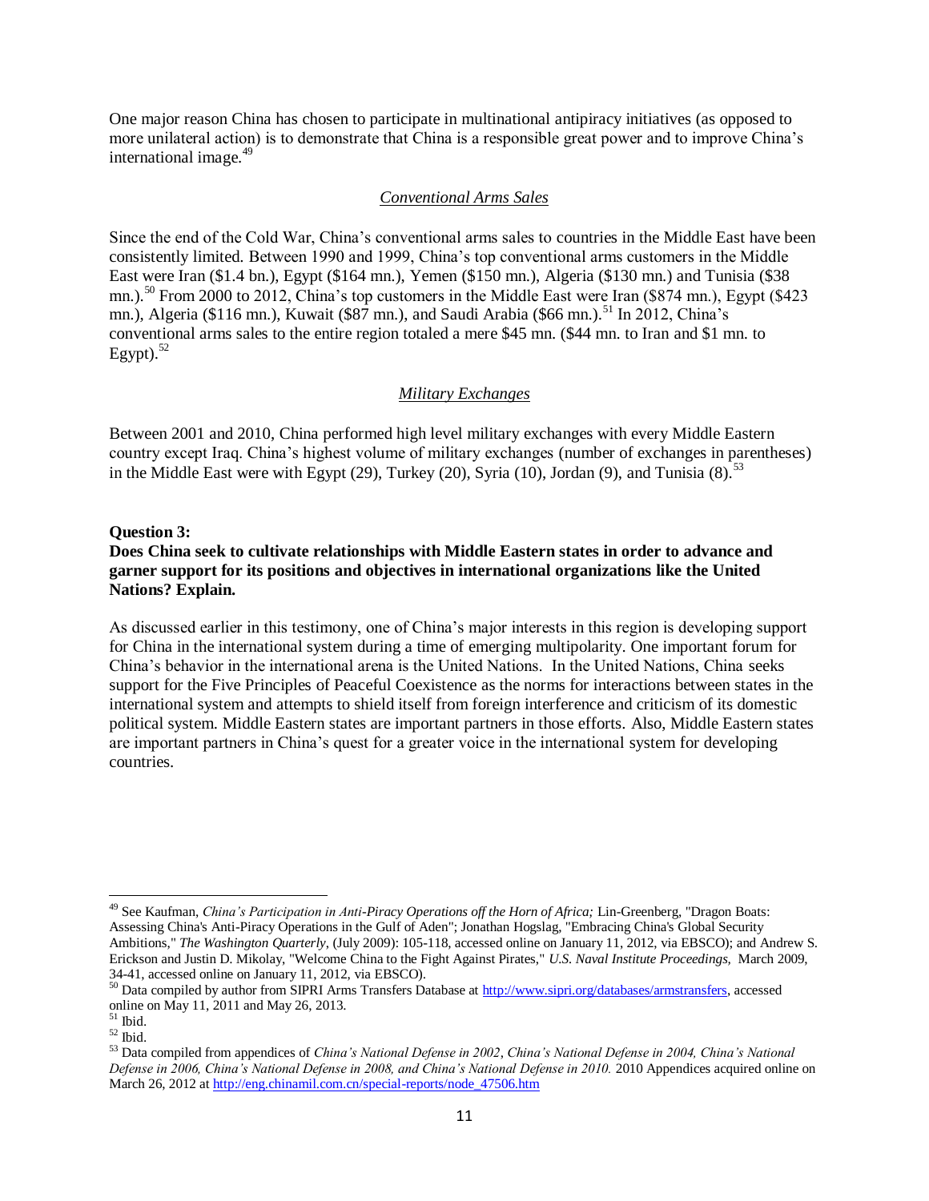One major reason China has chosen to participate in multinational antipiracy initiatives (as opposed to more unilateral action) is to demonstrate that China is a responsible great power and to improve China's international image.[49]

### *Conventional Arms Sales*

Since the end of the Cold War, China's conventional arms sales to countries in the Middle East have been consistently limited. Between 1990 and 1999, China's top conventional arms customers in the Middle East were Iran ($1.4 bn.), Egypt ($164 mn.), Yemen ($150 mn.), Algeria ($130 mn.) and Tunisia ($38 mn.).[50] From 2000 to 2012, China's top customers in the Middle East were Iran ($874 mn.), Egypt ($423 mn.), Algeria ($116 mn.), Kuwait ($87 mn.), and Saudi Arabia ($66 mn.).[51] In 2012, China's conventional arms sales to the entire region totaled a mere $45 mn. ($44 mn. to Iran and $1 mn. to Egypt).[52]

### *Military Exchanges*

Between 2001 and 2010, China performed high level military exchanges with every Middle Eastern country except Iraq. China's highest volume of military exchanges (number of exchanges in parentheses) in the Middle East were with Egypt (29), Turkey (20), Syria (10), Jordan (9), and Tunisia (8).[53]

**Question 3:**
**Does China seek to cultivate relationships with Middle Eastern states in order to advance and garner support for its positions and objectives in international organizations like the United Nations? Explain.**

As discussed earlier in this testimony, one of China's major interests in this region is developing support for China in the international system during a time of emerging multipolarity. One important forum for China's behavior in the international arena is the United Nations. In the United Nations, China seeks support for the Five Principles of Peaceful Coexistence as the norms for interactions between states in the international system and attempts to shield itself from foreign interference and criticism of its domestic political system. Middle Eastern states are important partners in those efforts. Also, Middle Eastern states are important partners in China's quest for a greater voice in the international system for developing countries.

---

[49] See Kaufman, *China's Participation in Anti-Piracy Operations off the Horn of Africa;* Lin-Greenberg, "Dragon Boats: Assessing China's Anti-Piracy Operations in the Gulf of Aden"; Jonathan Hogslag, "Embracing China's Global Security Ambitions," *The Washington Quarterly*, (July 2009): 105-118, accessed online on January 11, 2012, via EBSCO); and Andrew S. Erickson and Justin D. Mikolay, "Welcome China to the Fight Against Pirates," *U.S. Naval Institute Proceedings,* March 2009, 34-41, accessed online on January 11, 2012, via EBSCO).

[50] Data compiled by author from SIPRI Arms Transfers Database at http://www.sipri.org/databases/armstransfers, accessed online on May 11, 2011 and May 26, 2013.

[51] Ibid.

[52] Ibid.

[53] Data compiled from appendices of *China's National Defense in 2002, China's National Defense in 2004, China's National Defense in 2006, China's National Defense in 2008, and China's National Defense in 2010.* 2010 Appendices acquired online on March 26, 2012 at http://eng.chinamil.com.cn/special-reports/node_47506.htm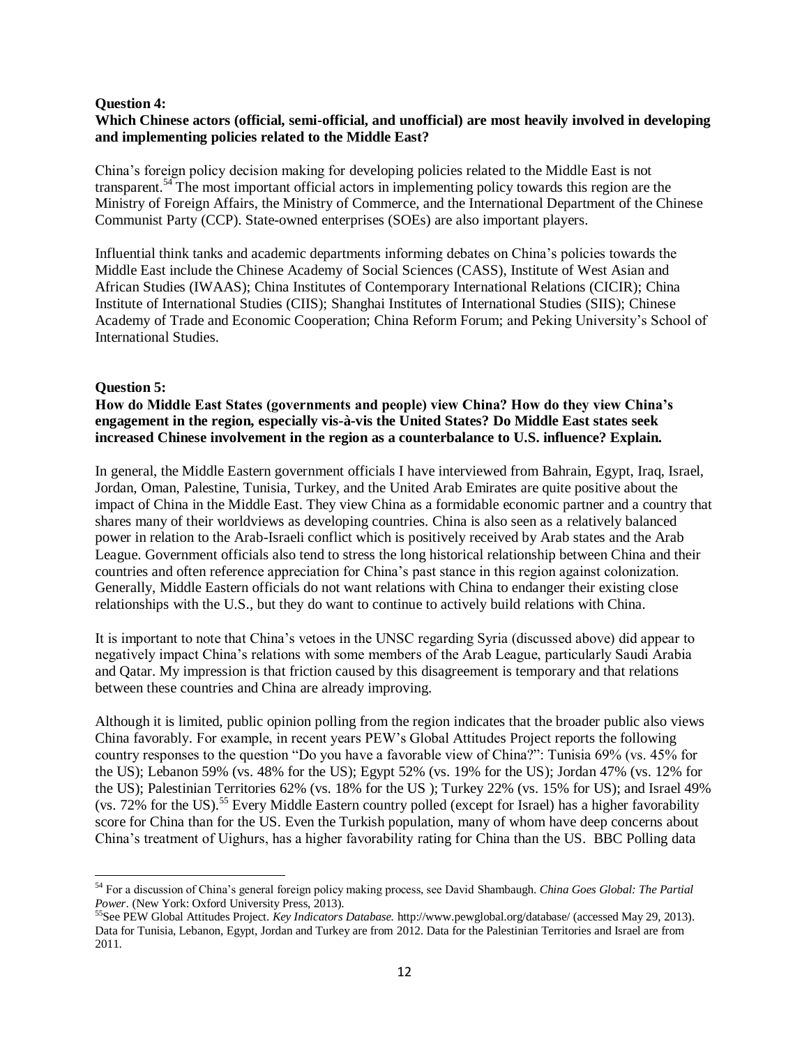**Question 4:**
**Which Chinese actors (official, semi-official, and unofficial) are most heavily involved in developing and implementing policies related to the Middle East?**

China's foreign policy decision making for developing policies related to the Middle East is not transparent.[54] The most important official actors in implementing policy towards this region are the Ministry of Foreign Affairs, the Ministry of Commerce, and the International Department of the Chinese Communist Party (CCP). State-owned enterprises (SOEs) are also important players.

Influential think tanks and academic departments informing debates on China's policies towards the Middle East include the Chinese Academy of Social Sciences (CASS), Institute of West Asian and African Studies (IWAAS); China Institutes of Contemporary International Relations (CICIR); China Institute of International Studies (CIIS); Shanghai Institutes of International Studies (SIIS); Chinese Academy of Trade and Economic Cooperation; China Reform Forum; and Peking University's School of International Studies.

**Question 5:**
**How do Middle East States (governments and people) view China? How do they view China's engagement in the region, especially vis-à-vis the United States? Do Middle East states seek increased Chinese involvement in the region as a counterbalance to U.S. influence? Explain.**

In general, the Middle Eastern government officials I have interviewed from Bahrain, Egypt, Iraq, Israel, Jordan, Oman, Palestine, Tunisia, Turkey, and the United Arab Emirates are quite positive about the impact of China in the Middle East. They view China as a formidable economic partner and a country that shares many of their worldviews as developing countries. China is also seen as a relatively balanced power in relation to the Arab-Israeli conflict which is positively received by Arab states and the Arab League. Government officials also tend to stress the long historical relationship between China and their countries and often reference appreciation for China's past stance in this region against colonization. Generally, Middle Eastern officials do not want relations with China to endanger their existing close relationships with the U.S., but they do want to continue to actively build relations with China.

It is important to note that China's vetoes in the UNSC regarding Syria (discussed above) did appear to negatively impact China's relations with some members of the Arab League, particularly Saudi Arabia and Qatar. My impression is that friction caused by this disagreement is temporary and that relations between these countries and China are already improving.

Although it is limited, public opinion polling from the region indicates that the broader public also views China favorably. For example, in recent years PEW's Global Attitudes Project reports the following country responses to the question "Do you have a favorable view of China?": Tunisia 69% (vs. 45% for the US); Lebanon 59% (vs. 48% for the US); Egypt 52% (vs. 19% for the US); Jordan 47% (vs. 12% for the US); Palestinian Territories 62% (vs. 18% for the US ); Turkey 22% (vs. 15% for US); and Israel 49% (vs. 72% for the US).[55] Every Middle Eastern country polled (except for Israel) has a higher favorability score for China than for the US. Even the Turkish population, many of whom have deep concerns about China's treatment of Uighurs, has a higher favorability rating for China than the US. BBC Polling data

---

[54] For a discussion of China's general foreign policy making process, see David Shambaugh. *China Goes Global: The Partial Power*. (New York: Oxford University Press, 2013).

[55] See PEW Global Attitudes Project. *Key Indicators Database.* http://www.pewglobal.org/database/ (accessed May 29, 2013). Data for Tunisia, Lebanon, Egypt, Jordan and Turkey are from 2012. Data for the Palestinian Territories and Israel are from 2011.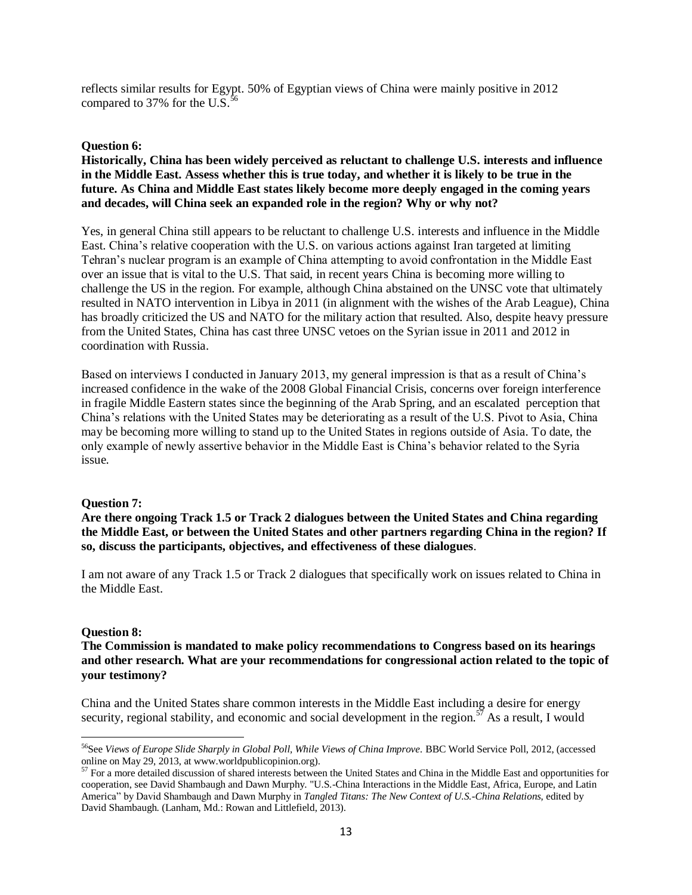reflects similar results for Egypt. 50% of Egyptian views of China were mainly positive in 2012 compared to 37% for the U.S.[56]

**Question 6:**

**Historically, China has been widely perceived as reluctant to challenge U.S. interests and influence in the Middle East. Assess whether this is true today, and whether it is likely to be true in the future. As China and Middle East states likely become more deeply engaged in the coming years and decades, will China seek an expanded role in the region? Why or why not?**

Yes, in general China still appears to be reluctant to challenge U.S. interests and influence in the Middle East. China's relative cooperation with the U.S. on various actions against Iran targeted at limiting Tehran's nuclear program is an example of China attempting to avoid confrontation in the Middle East over an issue that is vital to the U.S. That said, in recent years China is becoming more willing to challenge the US in the region. For example, although China abstained on the UNSC vote that ultimately resulted in NATO intervention in Libya in 2011 (in alignment with the wishes of the Arab League), China has broadly criticized the US and NATO for the military action that resulted. Also, despite heavy pressure from the United States, China has cast three UNSC vetoes on the Syrian issue in 2011 and 2012 in coordination with Russia.

Based on interviews I conducted in January 2013, my general impression is that as a result of China's increased confidence in the wake of the 2008 Global Financial Crisis, concerns over foreign interference in fragile Middle Eastern states since the beginning of the Arab Spring, and an escalated perception that China's relations with the United States may be deteriorating as a result of the U.S. Pivot to Asia, China may be becoming more willing to stand up to the United States in regions outside of Asia. To date, the only example of newly assertive behavior in the Middle East is China's behavior related to the Syria issue.

**Question 7:**

**Are there ongoing Track 1.5 or Track 2 dialogues between the United States and China regarding the Middle East, or between the United States and other partners regarding China in the region? If so, discuss the participants, objectives, and effectiveness of these dialogues**.

I am not aware of any Track 1.5 or Track 2 dialogues that specifically work on issues related to China in the Middle East.

**Question 8:**

**The Commission is mandated to make policy recommendations to Congress based on its hearings and other research. What are your recommendations for congressional action related to the topic of your testimony?**

China and the United States share common interests in the Middle East including a desire for energy security, regional stability, and economic and social development in the region.[57] As a result, I would

---

[56] See *Views of Europe Slide Sharply in Global Poll, While Views of China Improve.* BBC World Service Poll, 2012, (accessed online on May 29, 2013, at www.worldpublicopinion.org).

[57] For a more detailed discussion of shared interests between the United States and China in the Middle East and opportunities for cooperation, see David Shambaugh and Dawn Murphy. "U.S.-China Interactions in the Middle East, Africa, Europe, and Latin America" by David Shambaugh and Dawn Murphy in *Tangled Titans: The New Context of U.S.-China Relations*, edited by David Shambaugh. (Lanham, Md.: Rowan and Littlefield, 2013).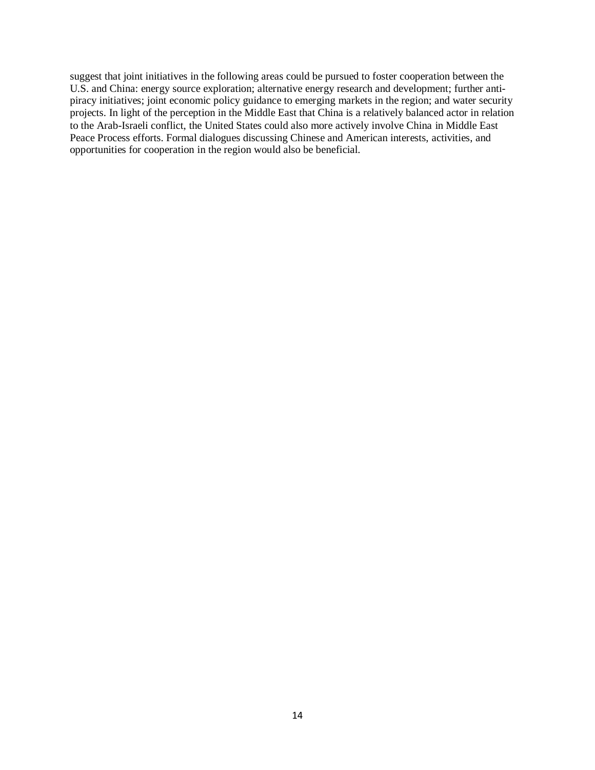suggest that joint initiatives in the following areas could be pursued to foster cooperation between the U.S. and China: energy source exploration; alternative energy research and development; further anti-piracy initiatives; joint economic policy guidance to emerging markets in the region; and water security projects. In light of the perception in the Middle East that China is a relatively balanced actor in relation to the Arab-Israeli conflict, the United States could also more actively involve China in Middle East Peace Process efforts. Formal dialogues discussing Chinese and American interests, activities, and opportunities for cooperation in the region would also be beneficial.